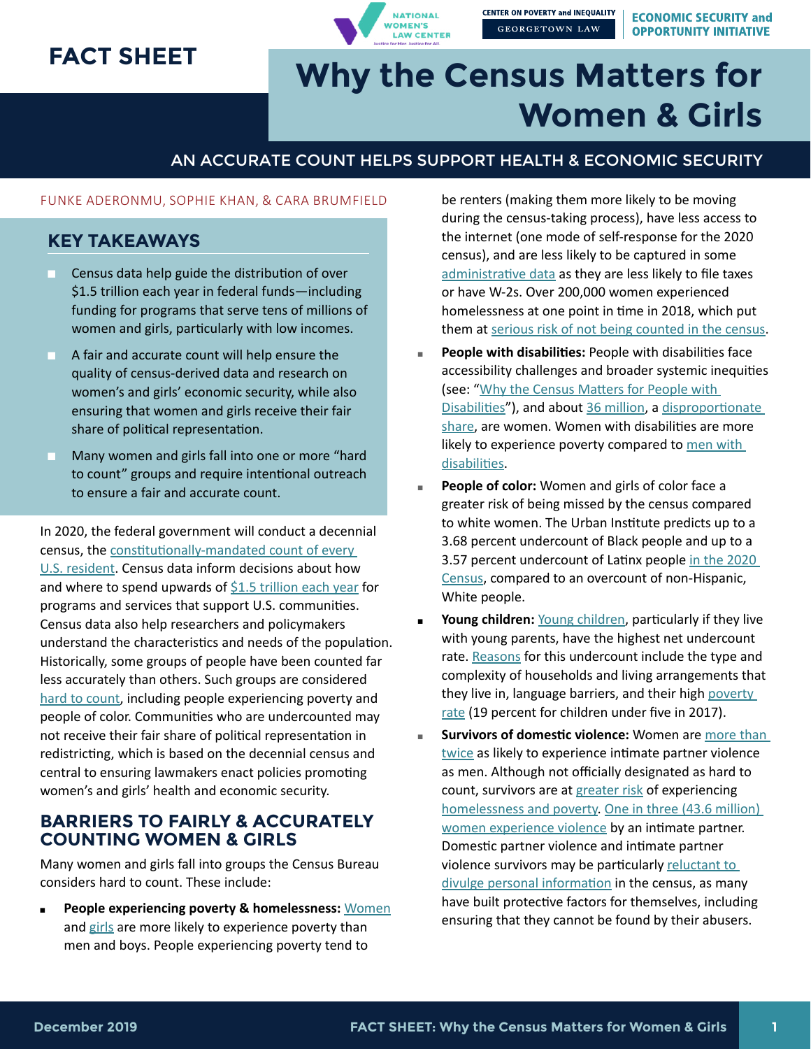FACT SHEET

# Why the Census Matters for Women & Girls

## AN ACCURATE COUNT HELPS SUPPORT HEALTH & ECONOMIC SECURITY

FUNKE ADERONMU, SOPHIE KHAN, & CARA BRUMFIELD

### KEY TAKEAWAYS

- Census data help guide the distribution of over $1.5 trillion each year in federal funds—including funding for programs that serve tens of millions of women and girls, particularly with low incomes.
- A fair and accurate count will help ensure the quality of census-derived data and research on women's and girls' economic security, while also ensuring that women and girls receive their fair share of political representation.
- Many women and girls fall into one or more "hard to count" groups and require intentional outreach to ensure a fair and accurate count.

In 2020, the federal government will conduct a decennial census, the constitutionally-mandated count of every U.S. resident. Census data inform decisions about how and where to spend upwards of $1.5 trillion each year for programs and services that support U.S. communities. Census data also help researchers and policymakers understand the characteristics and needs of the population. Historically, some groups of people have been counted far less accurately than others. Such groups are considered hard to count, including people experiencing poverty and people of color. Communities who are undercounted may not receive their fair share of political representation in redistricting, which is based on the decennial census and central to ensuring lawmakers enact policies promoting women's and girls' health and economic security.

## BARRIERS TO FAIRLY & ACCURATELY COUNTING WOMEN & GIRLS

Many women and girls fall into groups the Census Bureau considers hard to count. These include:

- **People experiencing poverty & homelessness:** Women and girls are more likely to experience poverty than men and boys. People experiencing poverty tend to be renters (making them more likely to be moving during the census-taking process), have less access to the internet (one mode of self-response for the 2020 census), and are less likely to be captured in some administrative data as they are less likely to file taxes or have W-2s. Over 200,000 women experienced homelessness at one point in time in 2018, which put them at serious risk of not being counted in the census.
- **People with disabilities:** People with disabilities face accessibility challenges and broader systemic inequities (see: "Why the Census Matters for People with Disabilities"), and about 36 million, a disproportionate share, are women. Women with disabilities are more likely to experience poverty compared to men with disabilities.
- **People of color:** Women and girls of color face a greater risk of being missed by the census compared to white women. The Urban Institute predicts up to a 3.68 percent undercount of Black people and up to a 3.57 percent undercount of Latinx people in the 2020 Census, compared to an overcount of non-Hispanic, White people.
- **Young children:** Young children, particularly if they live with young parents, have the highest net undercount rate. Reasons for this undercount include the type and complexity of households and living arrangements that they live in, language barriers, and their high poverty rate (19 percent for children under five in 2017).
- **Survivors of domestic violence:** Women are more than twice as likely to experience intimate partner violence as men. Although not officially designated as hard to count, survivors are at greater risk of experiencing homelessness and poverty. One in three (43.6 million) women experience violence by an intimate partner. Domestic partner violence and intimate partner violence survivors may be particularly reluctant to divulge personal information in the census, as many have built protective factors for themselves, including ensuring that they cannot be found by their abusers.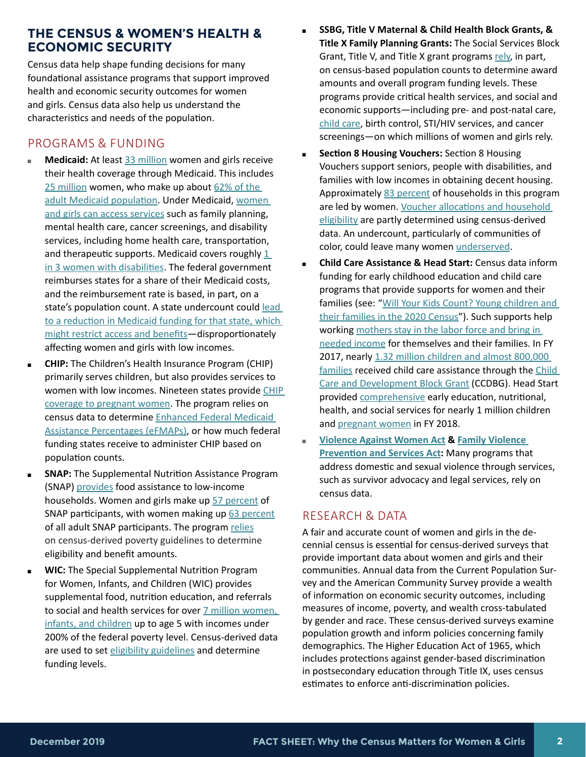## THE CENSUS & WOMEN'S HEALTH & ECONOMIC SECURITY

Census data help shape funding decisions for many foundational assistance programs that support improved health and economic security outcomes for women and girls. Census data also help us understand the characteristics and needs of the population.

### PROGRAMS & FUNDING

- **Medicaid:** At least 33 million women and girls receive their health coverage through Medicaid. This includes 25 million women, who make up about 62% of the adult Medicaid population. Under Medicaid, women and girls can access services such as family planning, mental health care, cancer screenings, and disability services, including home health care, transportation, and therapeutic supports. Medicaid covers roughly 1 in 3 women with disabilities. The federal government reimburses states for a share of their Medicaid costs, and the reimbursement rate is based, in part, on a state's population count. A state undercount could lead to a reduction in Medicaid funding for that state, which might restrict access and benefits—disproportionately affecting women and girls with low incomes.
- **CHIP:** The Children's Health Insurance Program (CHIP) primarily serves children, but also provides services to women with low incomes. Nineteen states provide CHIP coverage to pregnant women. The program relies on census data to determine Enhanced Federal Medicaid Assistance Percentages (eFMAPs), or how much federal funding states receive to administer CHIP based on population counts.
- **SNAP:** The Supplemental Nutrition Assistance Program (SNAP) provides food assistance to low-income households. Women and girls make up 57 percent of SNAP participants, with women making up 63 percent of all adult SNAP participants. The program relies on census-derived poverty guidelines to determine eligibility and benefit amounts.
- **WIC:** The Special Supplemental Nutrition Program for Women, Infants, and Children (WIC) provides supplemental food, nutrition education, and referrals to social and health services for over 7 million women, infants, and children up to age 5 with incomes under 200% of the federal poverty level. Census-derived data are used to set eligibility guidelines and determine funding levels.
- **SSBG, Title V Maternal & Child Health Block Grants, & Title X Family Planning Grants:** The Social Services Block Grant, Title V, and Title X grant programs rely, in part, on census-based population counts to determine award amounts and overall program funding levels. These programs provide critical health services, and social and economic supports—including pre- and post-natal care, child care, birth control, STI/HIV services, and cancer screenings—on which millions of women and girls rely.
- **Section 8 Housing Vouchers:** Section 8 Housing Vouchers support seniors, people with disabilities, and families with low incomes in obtaining decent housing. Approximately 83 percent of households in this program are led by women. Voucher allocations and household eligibility are partly determined using census-derived data. An undercount, particularly of communities of color, could leave many women underserved.
- **Child Care Assistance & Head Start:** Census data inform funding for early childhood education and child care programs that provide supports for women and their families (see: "Will Your Kids Count? Young children and their families in the 2020 Census"). Such supports help working mothers stay in the labor force and bring in needed income for themselves and their families. In FY 2017, nearly 1.32 million children and almost 800,000 families received child care assistance through the Child Care and Development Block Grant (CCDBG). Head Start provided comprehensive early education, nutritional, health, and social services for nearly 1 million children and pregnant women in FY 2018.
- **Violence Against Women Act & Family Violence Prevention and Services Act:** Many programs that address domestic and sexual violence through services, such as survivor advocacy and legal services, rely on census data.

### RESEARCH & DATA

A fair and accurate count of women and girls in the decennial census is essential for census-derived surveys that provide important data about women and girls and their communities. Annual data from the Current Population Survey and the American Community Survey provide a wealth of information on economic security outcomes, including measures of income, poverty, and wealth cross-tabulated by gender and race. These census-derived surveys examine population growth and inform policies concerning family demographics. The Higher Education Act of 1965, which includes protections against gender-based discrimination in postsecondary education through Title IX, uses census estimates to enforce anti-discrimination policies.